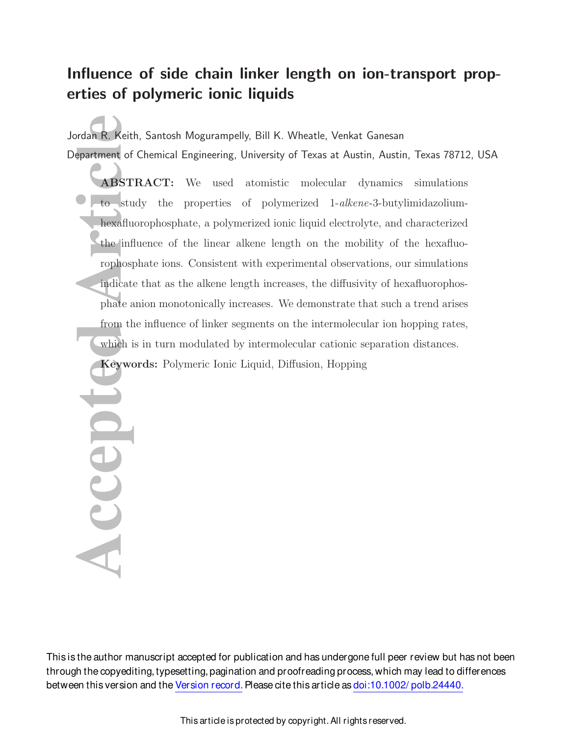# Influence of side chain linker length on ion-transport properties of polymeric ionic liquids

Jordan R. Keith, Santosh Mogurampelly, Bill K. Wheatle, Venkat Ganesan

Department of Chemical Engineering, University of Texas at Austin, Austin, Texas 78712, USA

**ABSTRACT:** We used atomistic molecular dynamics simulations to study the properties of polymerized 1-*alkene*-3-butylimidazolium-hexafluorophosphate, a polymerized ionic liquid electrolyte, and characterized the influence of the linear alkene length on the mobility of the hexafluorophosphate ions. Consistent with experimental observations, our simulations indicate that as the alkene length increases, the diffusivity of hexafluorophosphate anion monotonically increases. We demonstrate that such a trend arises from the influence of linker segments on the intermolecular ion hopping rates, which is in turn modulated by intermolecular cationic separation distances.

**Keywords:** Polymeric Ionic Liquid, Diffusion, Hopping

This is the author manuscript accepted for publication and has undergone full peer review but has not been through the copyediting, typesetting, pagination and proofreading process, which may lead to differences between this version and the Version record. Please cite this article as doi:10.1002/polb.24440.

This article is protected by copyright. All rights reserved.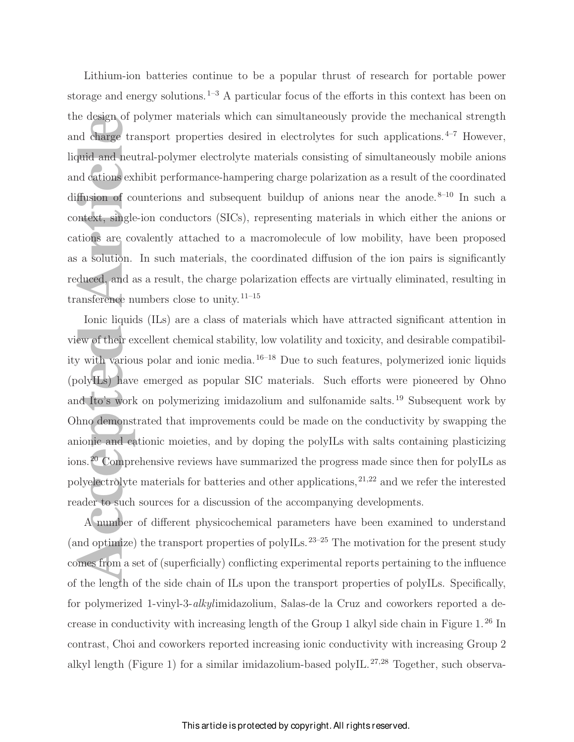Lithium-ion batteries continue to be a popular thrust of research for portable power storage and energy solutions.[1–3] A particular focus of the efforts in this context has been on the design of polymer materials which can simultaneously provide the mechanical strength and charge transport properties desired in electrolytes for such applications.[4–7] However, liquid and neutral-polymer electrolyte materials consisting of simultaneously mobile anions and cations exhibit performance-hampering charge polarization as a result of the coordinated diffusion of counterions and subsequent buildup of anions near the anode.[8–10] In such a context, single-ion conductors (SICs), representing materials in which either the anions or cations are covalently attached to a macromolecule of low mobility, have been proposed as a solution. In such materials, the coordinated diffusion of the ion pairs is significantly reduced, and as a result, the charge polarization effects are virtually eliminated, resulting in transference numbers close to unity.[11–15]

Ionic liquids (ILs) are a class of materials which have attracted significant attention in view of their excellent chemical stability, low volatility and toxicity, and desirable compatibility with various polar and ionic media.[16–18] Due to such features, polymerized ionic liquids (polyILs) have emerged as popular SIC materials. Such efforts were pioneered by Ohno and Ito's work on polymerizing imidazolium and sulfonamide salts.[19] Subsequent work by Ohno demonstrated that improvements could be made on the conductivity by swapping the anionic and cationic moieties, and by doping the polyILs with salts containing plasticizing ions.[20] Comprehensive reviews have summarized the progress made since then for polyILs as polyelectrolyte materials for batteries and other applications,[21,22] and we refer the interested reader to such sources for a discussion of the accompanying developments.

A number of different physicochemical parameters have been examined to understand (and optimize) the transport properties of polyILs.[23–25] The motivation for the present study comes from a set of (superficially) conflicting experimental reports pertaining to the influence of the length of the side chain of ILs upon the transport properties of polyILs. Specifically, for polymerized 1-vinyl-3-*alkyl*imidazolium, Salas-de la Cruz and coworkers reported a decrease in conductivity with increasing length of the Group 1 alkyl side chain in Figure 1.[26] In contrast, Choi and coworkers reported increasing ionic conductivity with increasing Group 2 alkyl length (Figure 1) for a similar imidazolium-based polyIL.[27,28] Together, such observa-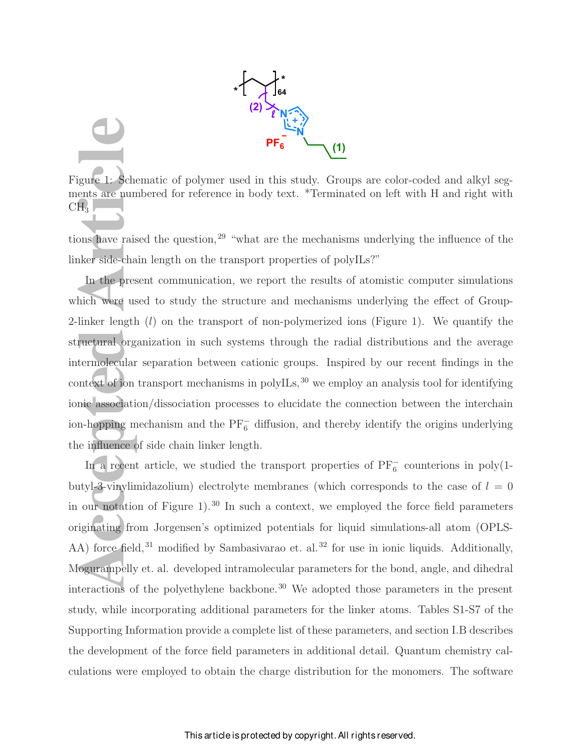Figure 1: Schematic of polymer used in this study. Groups are color-coded and alkyl segments are numbered for reference in body text. *Terminated on left with H and right with $CH_3$

tions have raised the question,[29] "what are the mechanisms underlying the influence of the linker side-chain length on the transport properties of polyILs?"

In the present communication, we report the results of atomistic computer simulations which were used to study the structure and mechanisms underlying the effect of Group-2-linker length ($l$) on the transport of non-polymerized ions (Figure 1). We quantify the structural organization in such systems through the radial distributions and the average intermolecular separation between cationic groups. Inspired by our recent findings in the context of ion transport mechanisms in polyILs,[30] we employ an analysis tool for identifying ionic association/dissociation processes to elucidate the connection between the interchain ion-hopping mechanism and the $PF_6^-$ diffusion, and thereby identify the origins underlying the influence of side chain linker length.

In a recent article, we studied the transport properties of $PF_6^-$ counterions in poly(1-butyl-3-vinylimidazolium) electrolyte membranes (which corresponds to the case of $l = 0$ in our notation of Figure 1).[30] In such a context, we employed the force field parameters originating from Jorgensen's optimized potentials for liquid simulations-all atom (OPLS-AA) force field,[31] modified by Sambasivarao et. al.[32] for use in ionic liquids. Additionally, Mogurampelly et. al. developed intramolecular parameters for the bond, angle, and dihedral interactions of the polyethylene backbone.[30] We adopted those parameters in the present study, while incorporating additional parameters for the linker atoms. Tables S1-S7 of the Supporting Information provide a complete list of these parameters, and section I.B describes the development of the force field parameters in additional detail. Quantum chemistry calculations were employed to obtain the charge distribution for the monomers. The software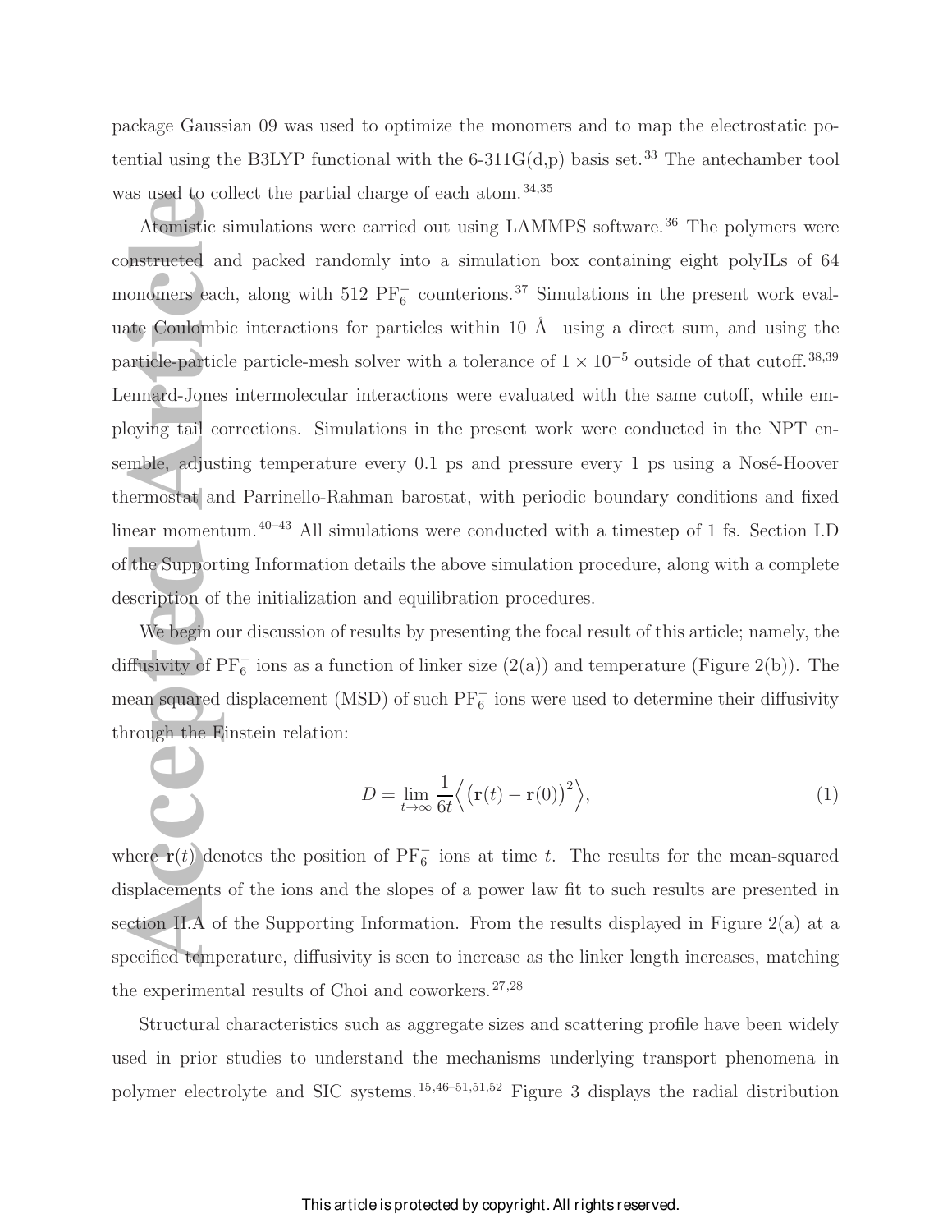package Gaussian 09 was used to optimize the monomers and to map the electrostatic potential using the B3LYP functional with the 6-311G(d,p) basis set.[33] The antechamber tool was used to collect the partial charge of each atom.[34,35]

Atomistic simulations were carried out using LAMMPS software.[36] The polymers were constructed and packed randomly into a simulation box containing eight polyILs of 64 monomers each, along with 512 $PF_6^-$ counterions.[37] Simulations in the present work evaluate Coulombic interactions for particles within 10 Å using a direct sum, and using the particle-particle particle-mesh solver with a tolerance of $1 \times 10^{-5}$ outside of that cutoff.[38,39] Lennard-Jones intermolecular interactions were evaluated with the same cutoff, while employing tail corrections. Simulations in the present work were conducted in the NPT ensemble, adjusting temperature every 0.1 ps and pressure every 1 ps using a Nosé-Hoover thermostat and Parrinello-Rahman barostat, with periodic boundary conditions and fixed linear momentum.[40–43] All simulations were conducted with a timestep of 1 fs. Section I.D of the Supporting Information details the above simulation procedure, along with a complete description of the initialization and equilibration procedures.

We begin our discussion of results by presenting the focal result of this article; namely, the diffusivity of $PF_6^-$ ions as a function of linker size (2(a)) and temperature (Figure 2(b)). The mean squared displacement (MSD) of such $PF_6^-$ ions were used to determine their diffusivity through the Einstein relation:

$$D = \lim_{t \to \infty} \frac{1}{6t} \Big\langle \big(\mathbf{r}(t) - \mathbf{r}(0)\big)^2 \Big\rangle, \tag{1}$$

where $\mathbf{r}(t)$ denotes the position of $PF_6^-$ ions at time $t$. The results for the mean-squared displacements of the ions and the slopes of a power law fit to such results are presented in section II.A of the Supporting Information. From the results displayed in Figure 2(a) at a specified temperature, diffusivity is seen to increase as the linker length increases, matching the experimental results of Choi and coworkers.[27,28]

Structural characteristics such as aggregate sizes and scattering profile have been widely used in prior studies to understand the mechanisms underlying transport phenomena in polymer electrolyte and SIC systems.[15,46–51,51,52] Figure 3 displays the radial distribution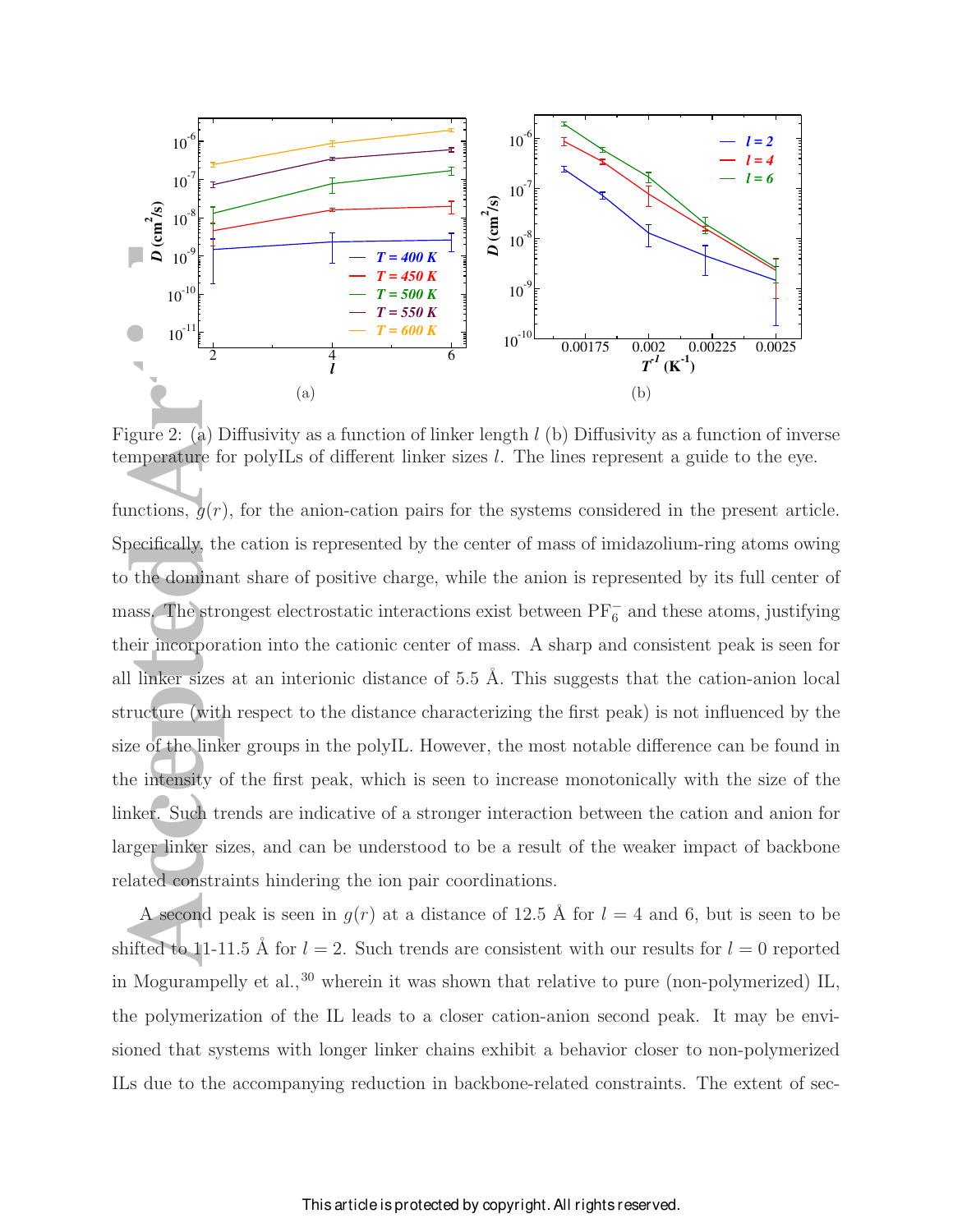Figure 2: (a) Diffusivity as a function of linker length $l$ (b) Diffusivity as a function of inverse temperature for polyILs of different linker sizes $l$. The lines represent a guide to the eye.

functions, $g(r)$, for the anion-cation pairs for the systems considered in the present article. Specifically, the cation is represented by the center of mass of imidazolium-ring atoms owing to the dominant share of positive charge, while the anion is represented by its full center of mass. The strongest electrostatic interactions exist between $PF_6^-$ and these atoms, justifying their incorporation into the cationic center of mass. A sharp and consistent peak is seen for all linker sizes at an interionic distance of 5.5 Å. This suggests that the cation-anion local structure (with respect to the distance characterizing the first peak) is not influenced by the size of the linker groups in the polyIL. However, the most notable difference can be found in the intensity of the first peak, which is seen to increase monotonically with the size of the linker. Such trends are indicative of a stronger interaction between the cation and anion for larger linker sizes, and can be understood to be a result of the weaker impact of backbone related constraints hindering the ion pair coordinations.

A second peak is seen in $g(r)$ at a distance of 12.5 Å for $l = 4$ and 6, but is seen to be shifted to 11-11.5 Å for $l = 2$. Such trends are consistent with our results for $l = 0$ reported in Mogurampelly et al.,[30] wherein it was shown that relative to pure (non-polymerized) IL, the polymerization of the IL leads to a closer cation-anion second peak. It may be envisioned that systems with longer linker chains exhibit a behavior closer to non-polymerized ILs due to the accompanying reduction in backbone-related constraints. The extent of sec-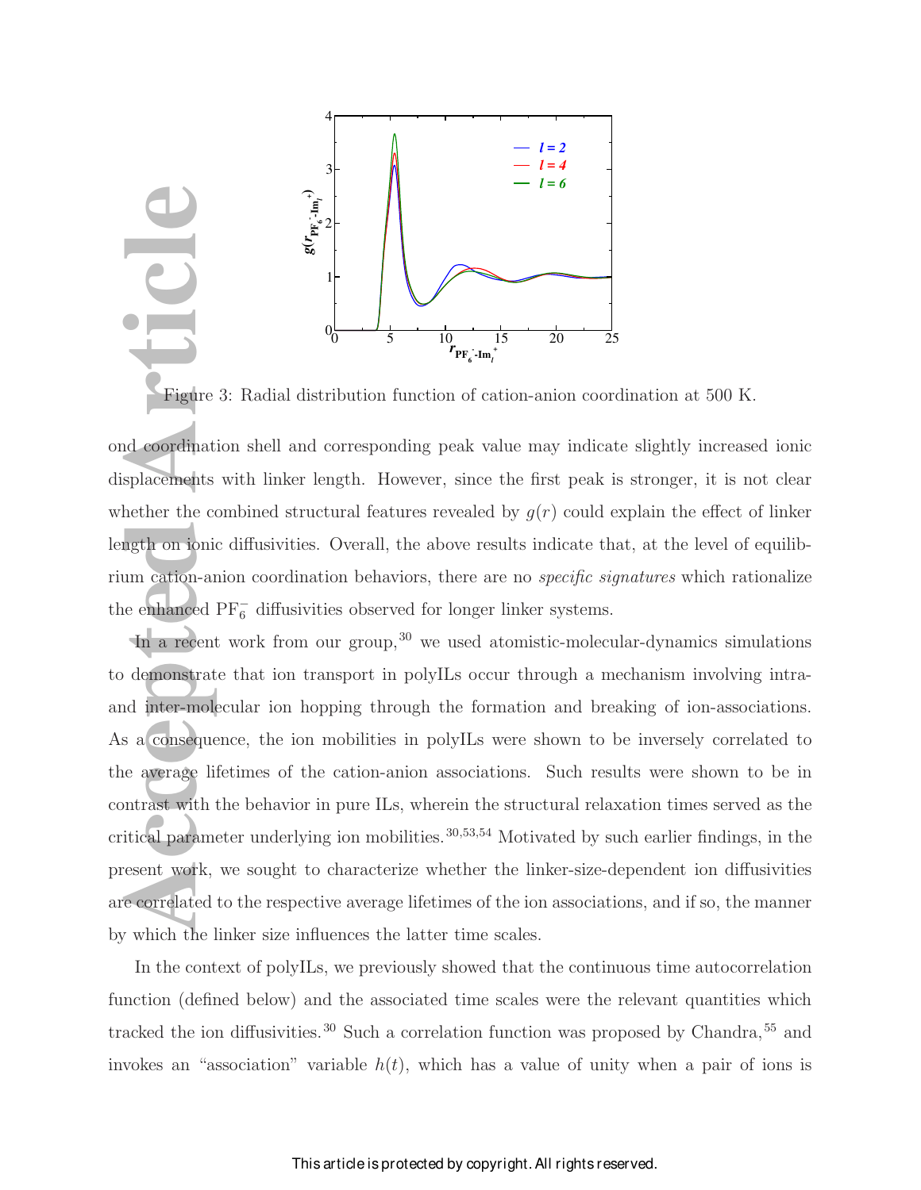Figure 3: Radial distribution function of cation-anion coordination at 500 K.

ond coordination shell and corresponding peak value may indicate slightly increased ionic displacements with linker length. However, since the first peak is stronger, it is not clear whether the combined structural features revealed by $g(r)$ could explain the effect of linker length on ionic diffusivities. Overall, the above results indicate that, at the level of equilibrium cation-anion coordination behaviors, there are no *specific signatures* which rationalize the enhanced $PF_6^-$ diffusivities observed for longer linker systems.

In a recent work from our group,[30] we used atomistic-molecular-dynamics simulations to demonstrate that ion transport in polyILs occur through a mechanism involving intra- and inter-molecular ion hopping through the formation and breaking of ion-associations. As a consequence, the ion mobilities in polyILs were shown to be inversely correlated to the average lifetimes of the cation-anion associations. Such results were shown to be in contrast with the behavior in pure ILs, wherein the structural relaxation times served as the critical parameter underlying ion mobilities.[30,53,54] Motivated by such earlier findings, in the present work, we sought to characterize whether the linker-size-dependent ion diffusivities are correlated to the respective average lifetimes of the ion associations, and if so, the manner by which the linker size influences the latter time scales.

In the context of polyILs, we previously showed that the continuous time autocorrelation function (defined below) and the associated time scales were the relevant quantities which tracked the ion diffusivities.[30] Such a correlation function was proposed by Chandra,[55] and invokes an "association" variable $h(t)$, which has a value of unity when a pair of ions is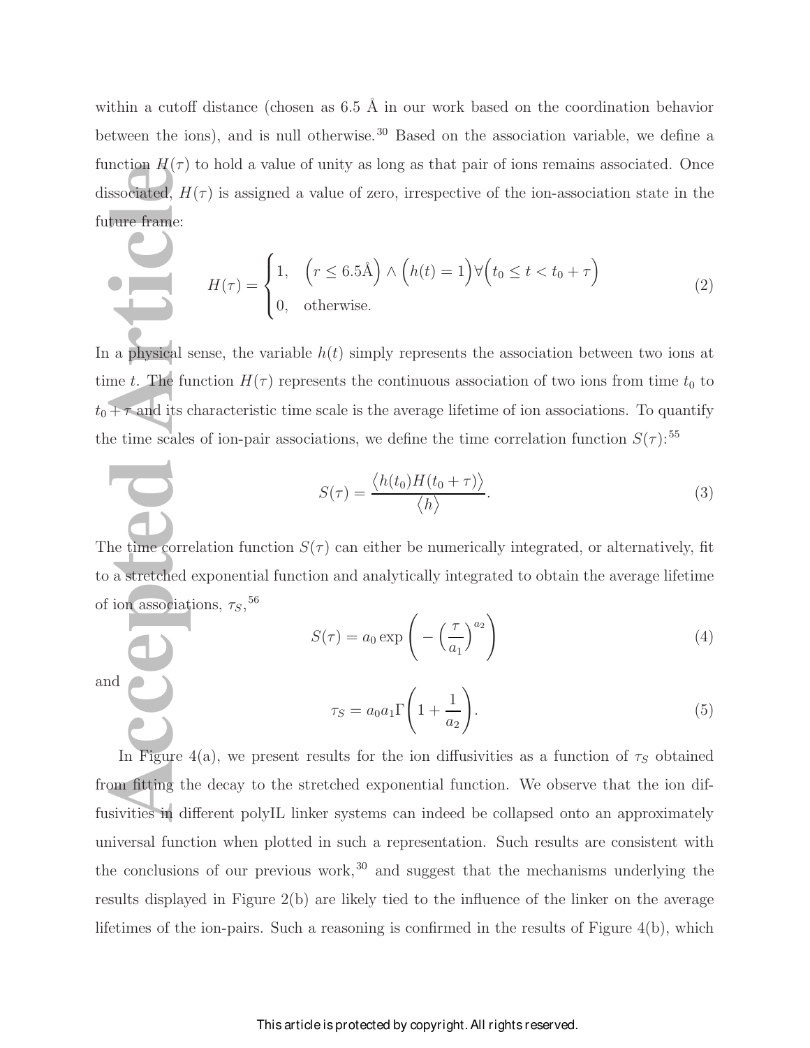within a cutoff distance (chosen as 6.5 Å in our work based on the coordination behavior between the ions), and is null otherwise.[30] Based on the association variable, we define a function $H(\tau)$ to hold a value of unity as long as that pair of ions remains associated. Once dissociated, $H(\tau)$ is assigned a value of zero, irrespective of the ion-association state in the future frame:

$$H(\tau) = \begin{cases} 1, & \Big(r \leq 6.5\text{Å}\Big) \wedge \Big(h(t) = 1\Big) \forall \Big(t_0 \leq t < t_0 + \tau\Big) \\ 0, & \text{otherwise.} \end{cases} \tag{2}$$

In a physical sense, the variable $h(t)$ simply represents the association between two ions at time $t$. The function $H(\tau)$ represents the continuous association of two ions from time $t_0$ to $t_0 + \tau$ and its characteristic time scale is the average lifetime of ion associations. To quantify the time scales of ion-pair associations, we define the time correlation function $S(\tau)$:[55]

$$S(\tau) = \frac{\big\langle h(t_0) H(t_0 + \tau) \big\rangle}{\big\langle h \big\rangle}. \tag{3}$$

The time correlation function $S(\tau)$ can either be numerically integrated, or alternatively, fit to a stretched exponential function and analytically integrated to obtain the average lifetime of ion associations, $\tau_S$,[56]

$$S(\tau) = a_0 \exp\Bigg( - \Big(\frac{\tau}{a_1}\Big)^{a_2} \Bigg) \tag{4}$$

and

$$\tau_S = a_0 a_1 \Gamma\Bigg(1 + \frac{1}{a_2}\Bigg). \tag{5}$$

In Figure 4(a), we present results for the ion diffusivities as a function of $\tau_S$ obtained from fitting the decay to the stretched exponential function. We observe that the ion diffusivities in different polyIL linker systems can indeed be collapsed onto an approximately universal function when plotted in such a representation. Such results are consistent with the conclusions of our previous work,[30] and suggest that the mechanisms underlying the results displayed in Figure 2(b) are likely tied to the influence of the linker on the average lifetimes of the ion-pairs. Such a reasoning is confirmed in the results of Figure 4(b), which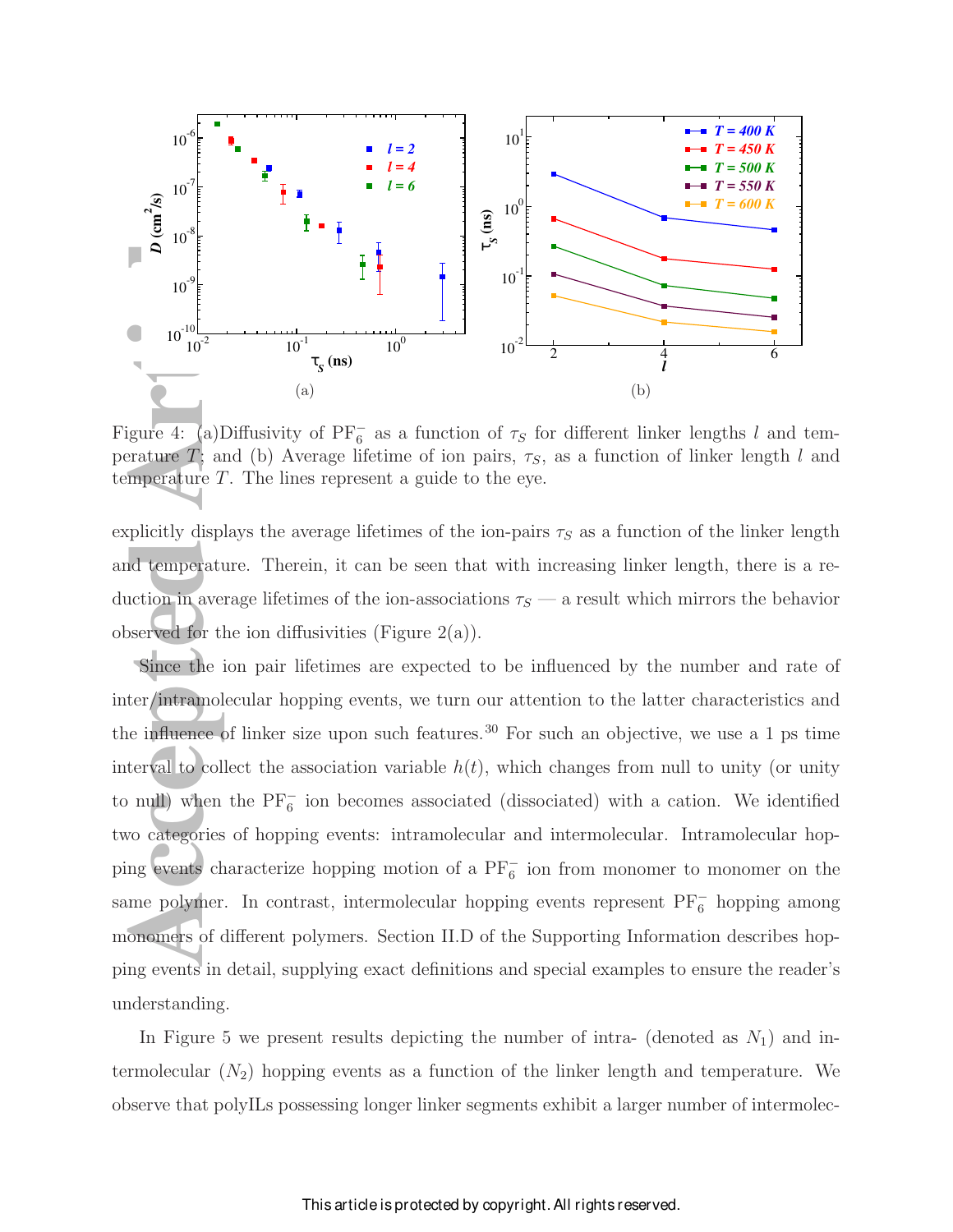Figure 4: (a)Diffusivity of $PF_6^-$ as a function of $\tau_S$ for different linker lengths $l$ and temperature $T$; and (b) Average lifetime of ion pairs, $\tau_S$, as a function of linker length $l$ and temperature $T$. The lines represent a guide to the eye.

explicitly displays the average lifetimes of the ion-pairs $\tau_S$ as a function of the linker length and temperature. Therein, it can be seen that with increasing linker length, there is a reduction in average lifetimes of the ion-associations $\tau_S$ — a result which mirrors the behavior observed for the ion diffusivities (Figure 2(a)).

Since the ion pair lifetimes are expected to be influenced by the number and rate of inter/intramolecular hopping events, we turn our attention to the latter characteristics and the influence of linker size upon such features.[30] For such an objective, we use a 1 ps time interval to collect the association variable $h(t)$, which changes from null to unity (or unity to null) when the $PF_6^-$ ion becomes associated (dissociated) with a cation. We identified two categories of hopping events: intramolecular and intermolecular. Intramolecular hopping events characterize hopping motion of a $PF_6^-$ ion from monomer to monomer on the same polymer. In contrast, intermolecular hopping events represent $PF_6^-$ hopping among monomers of different polymers. Section II.D of the Supporting Information describes hopping events in detail, supplying exact definitions and special examples to ensure the reader's understanding.

In Figure 5 we present results depicting the number of intra- (denoted as $N_1$) and intermolecular ($N_2$) hopping events as a function of the linker length and temperature. We observe that polyILs possessing longer linker segments exhibit a larger number of intermolec-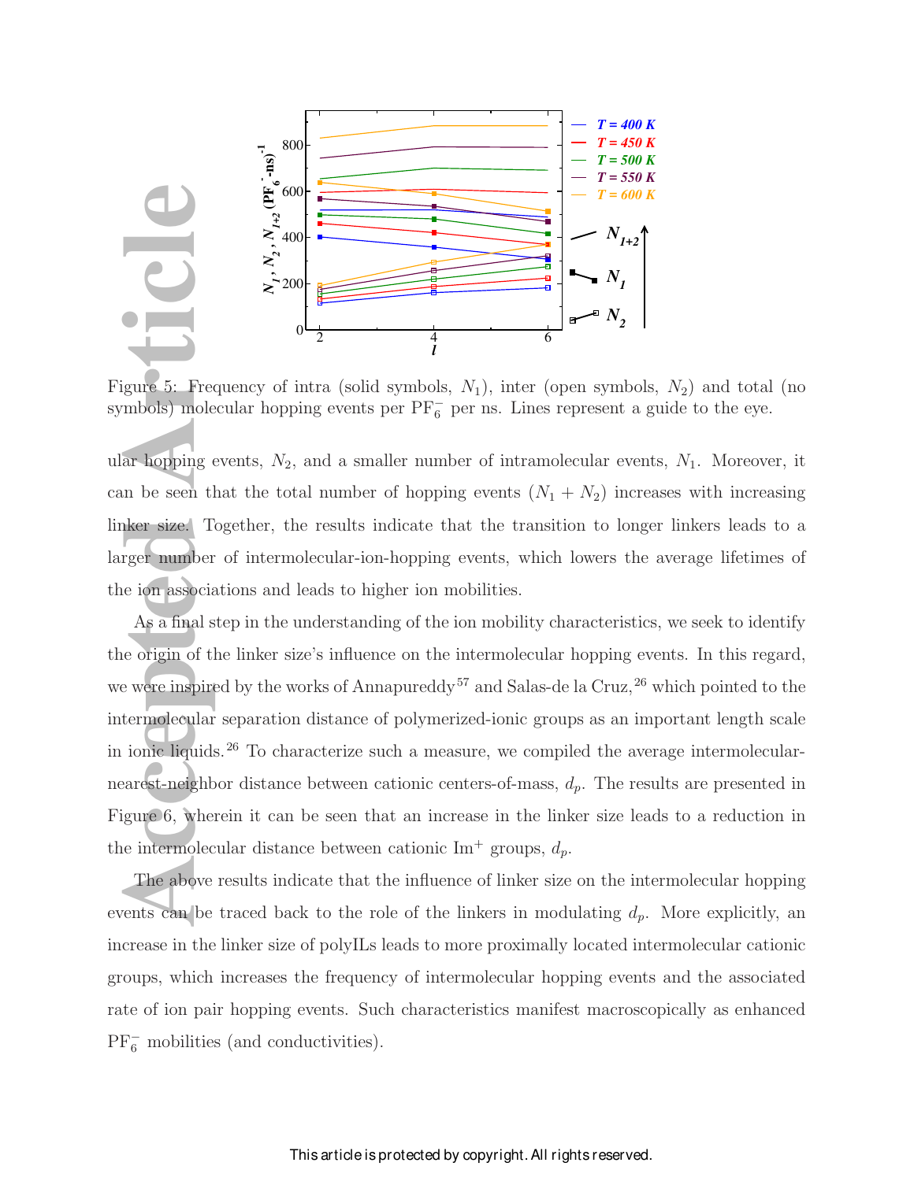Figure 5: Frequency of intra (solid symbols, $N_1$), inter (open symbols, $N_2$) and total (no symbols) molecular hopping events per $PF_6^-$ per ns. Lines represent a guide to the eye.

ular hopping events, $N_2$, and a smaller number of intramolecular events, $N_1$. Moreover, it can be seen that the total number of hopping events ($N_1 + N_2$) increases with increasing linker size. Together, the results indicate that the transition to longer linkers leads to a larger number of intermolecular-ion-hopping events, which lowers the average lifetimes of the ion associations and leads to higher ion mobilities.

As a final step in the understanding of the ion mobility characteristics, we seek to identify the origin of the linker size's influence on the intermolecular hopping events. In this regard, we were inspired by the works of Annapureddy[57] and Salas-de la Cruz,[26] which pointed to the intermolecular separation distance of polymerized-ionic groups as an important length scale in ionic liquids.[26] To characterize such a measure, we compiled the average intermolecular-nearest-neighbor distance between cationic centers-of-mass, $d_p$. The results are presented in Figure 6, wherein it can be seen that an increase in the linker size leads to a reduction in the intermolecular distance between cationic $Im^+$ groups, $d_p$.

The above results indicate that the influence of linker size on the intermolecular hopping events can be traced back to the role of the linkers in modulating $d_p$. More explicitly, an increase in the linker size of polyILs leads to more proximally located intermolecular cationic groups, which increases the frequency of intermolecular hopping events and the associated rate of ion pair hopping events. Such characteristics manifest macroscopically as enhanced $PF_6^-$ mobilities (and conductivities).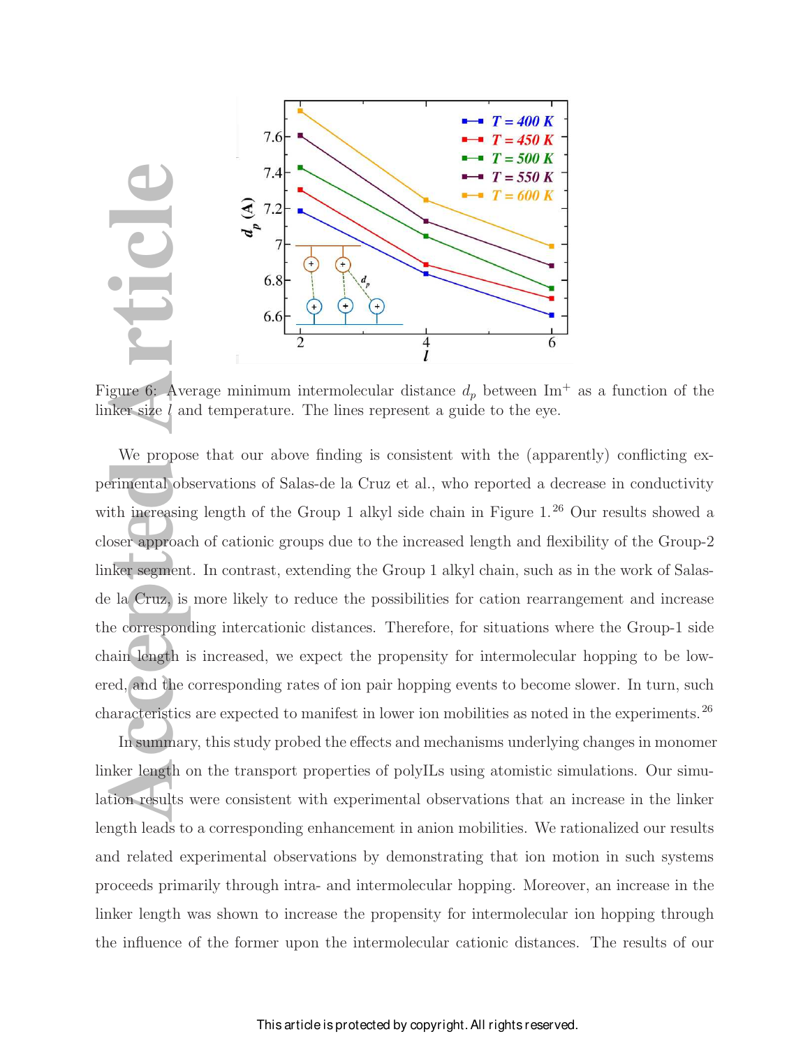Figure 6: Average minimum intermolecular distance $d_p$ between $Im^+$ as a function of the linker size $l$ and temperature. The lines represent a guide to the eye.

We propose that our above finding is consistent with the (apparently) conflicting experimental observations of Salas-de la Cruz et al., who reported a decrease in conductivity with increasing length of the Group 1 alkyl side chain in Figure 1.[26] Our results showed a closer approach of cationic groups due to the increased length and flexibility of the Group-2 linker segment. In contrast, extending the Group 1 alkyl chain, such as in the work of Salas-de la Cruz, is more likely to reduce the possibilities for cation rearrangement and increase the corresponding intercationic distances. Therefore, for situations where the Group-1 side chain length is increased, we expect the propensity for intermolecular hopping to be lowered, and the corresponding rates of ion pair hopping events to become slower. In turn, such characteristics are expected to manifest in lower ion mobilities as noted in the experiments.[26]

In summary, this study probed the effects and mechanisms underlying changes in monomer linker length on the transport properties of polyILs using atomistic simulations. Our simulation results were consistent with experimental observations that an increase in the linker length leads to a corresponding enhancement in anion mobilities. We rationalized our results and related experimental observations by demonstrating that ion motion in such systems proceeds primarily through intra- and intermolecular hopping. Moreover, an increase in the linker length was shown to increase the propensity for intermolecular ion hopping through the influence of the former upon the intermolecular cationic distances. The results of our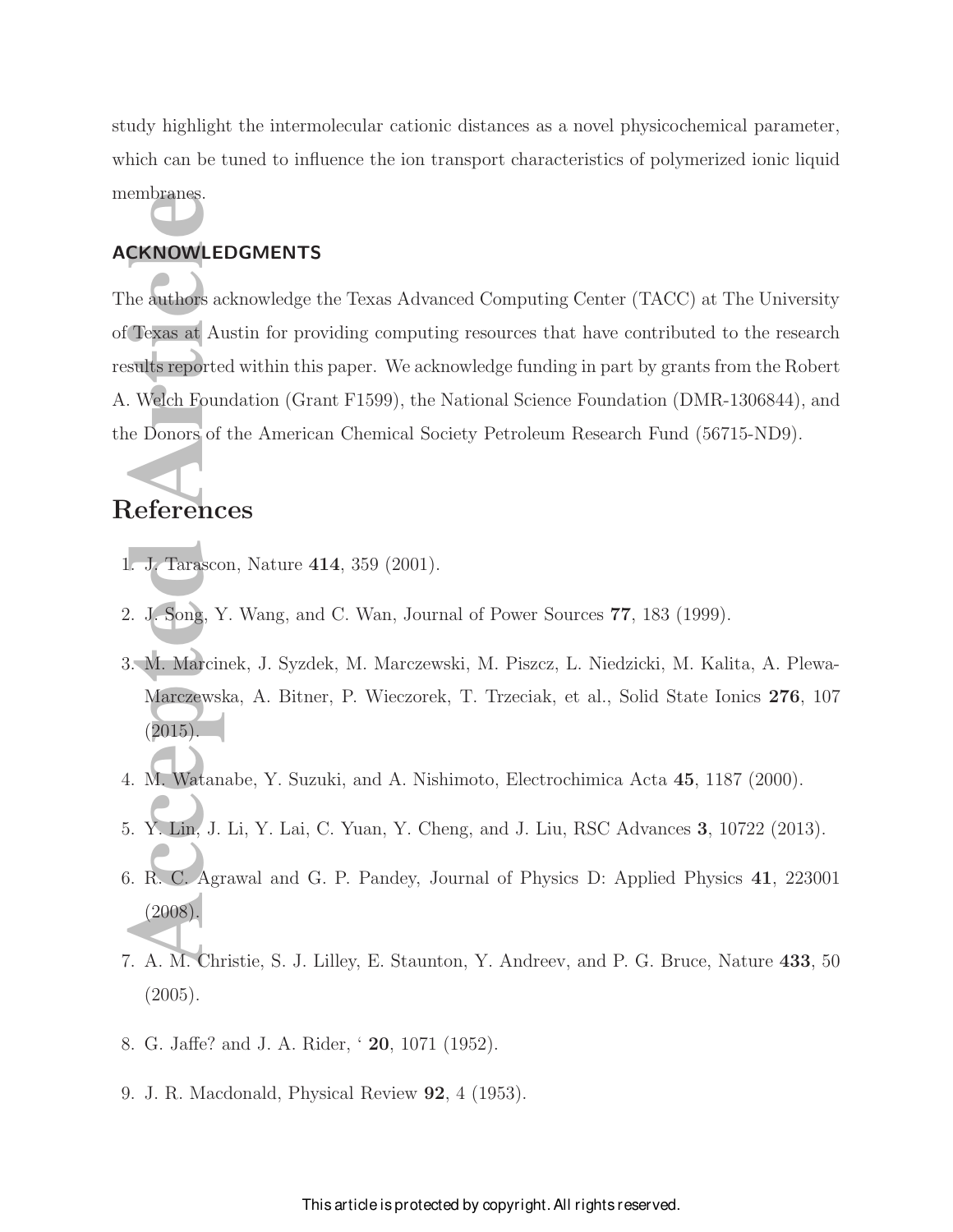study highlight the intermolecular cationic distances as a novel physicochemical parameter, which can be tuned to influence the ion transport characteristics of polymerized ionic liquid membranes.

## ACKNOWLEDGMENTS

The authors acknowledge the Texas Advanced Computing Center (TACC) at The University of Texas at Austin for providing computing resources that have contributed to the research results reported within this paper. We acknowledge funding in part by grants from the Robert A. Welch Foundation (Grant F1599), the National Science Foundation (DMR-1306844), and the Donors of the American Chemical Society Petroleum Research Fund (56715-ND9).

# References

1. J. Tarascon, Nature **414**, 359 (2001).
2. J. Song, Y. Wang, and C. Wan, Journal of Power Sources **77**, 183 (1999).
3. M. Marcinek, J. Syzdek, M. Marczewski, M. Piszcz, L. Niedzicki, M. Kalita, A. Plewa-Marczewska, A. Bitner, P. Wieczorek, T. Trzeciak, et al., Solid State Ionics **276**, 107 (2015).
4. M. Watanabe, Y. Suzuki, and A. Nishimoto, Electrochimica Acta **45**, 1187 (2000).
5. Y. Lin, J. Li, Y. Lai, C. Yuan, Y. Cheng, and J. Liu, RSC Advances **3**, 10722 (2013).
6. R. C. Agrawal and G. P. Pandey, Journal of Physics D: Applied Physics **41**, 223001 (2008).
7. A. M. Christie, S. J. Lilley, E. Staunton, Y. Andreev, and P. G. Bruce, Nature **433**, 50 (2005).
8. G. Jaffe? and J. A. Rider, ‘ **20**, 1071 (1952).
9. J. R. Macdonald, Physical Review **92**, 4 (1953).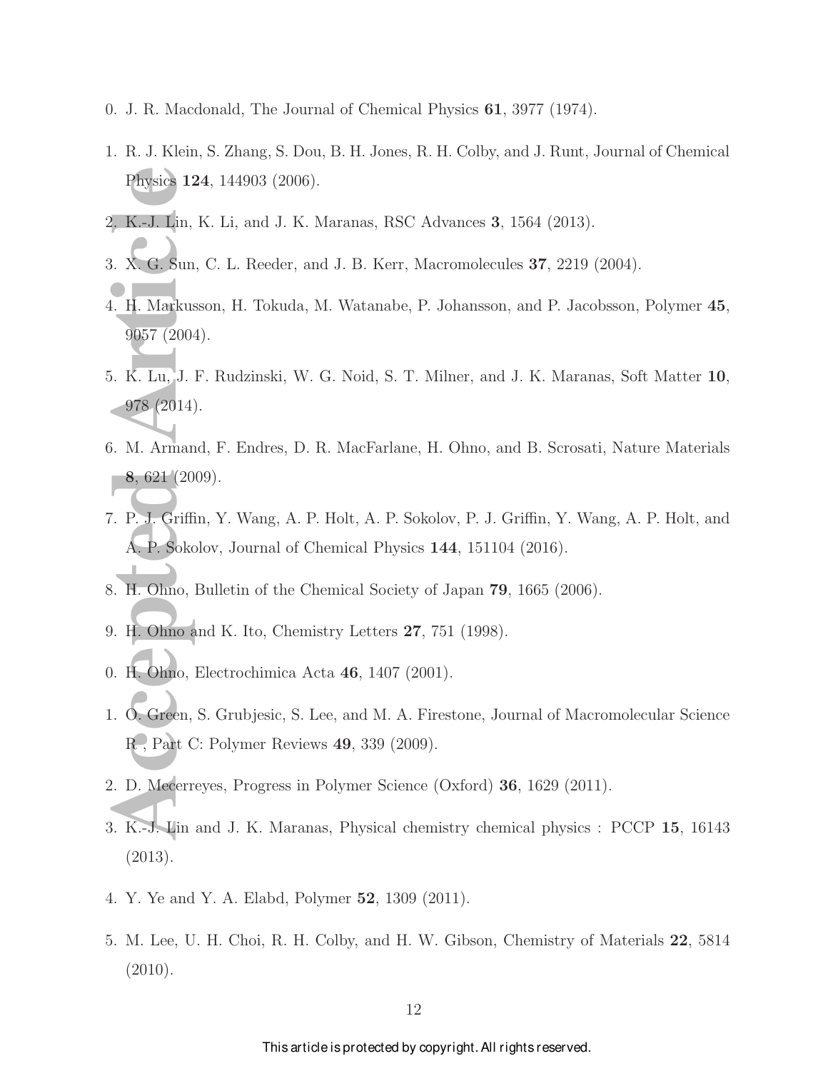0. J. R. Macdonald, The Journal of Chemical Physics **61**, 3977 (1974).

1. R. J. Klein, S. Zhang, S. Dou, B. H. Jones, R. H. Colby, and J. Runt, Journal of Chemical Physics **124**, 144903 (2006).

2. K.-J. Lin, K. Li, and J. K. Maranas, RSC Advances **3**, 1564 (2013).

3. X. G. Sun, C. L. Reeder, and J. B. Kerr, Macromolecules **37**, 2219 (2004).

4. H. Markusson, H. Tokuda, M. Watanabe, P. Johansson, and P. Jacobsson, Polymer **45**, 9057 (2004).

5. K. Lu, J. F. Rudzinski, W. G. Noid, S. T. Milner, and J. K. Maranas, Soft Matter **10**, 978 (2014).

6. M. Armand, F. Endres, D. R. MacFarlane, H. Ohno, and B. Scrosati, Nature Materials **8**, 621 (2009).

7. P. J. Griffin, Y. Wang, A. P. Holt, A. P. Sokolov, P. J. Griffin, Y. Wang, A. P. Holt, and A. P. Sokolov, Journal of Chemical Physics **144**, 151104 (2016).

8. H. Ohno, Bulletin of the Chemical Society of Japan **79**, 1665 (2006).

9. H. Ohno and K. Ito, Chemistry Letters **27**, 751 (1998).

0. H. Ohno, Electrochimica Acta **46**, 1407 (2001).

1. O. Green, S. Grubjesic, S. Lee, and M. A. Firestone, Journal of Macromolecular Science R , Part C: Polymer Reviews **49**, 339 (2009).

2. D. Mecerreyes, Progress in Polymer Science (Oxford) **36**, 1629 (2011).

3. K.-J. Lin and J. K. Maranas, Physical chemistry chemical physics : PCCP **15**, 16143 (2013).

4. Y. Ye and Y. A. Elabd, Polymer **52**, 1309 (2011).

5. M. Lee, U. H. Choi, R. H. Colby, and H. W. Gibson, Chemistry of Materials **22**, 5814 (2010).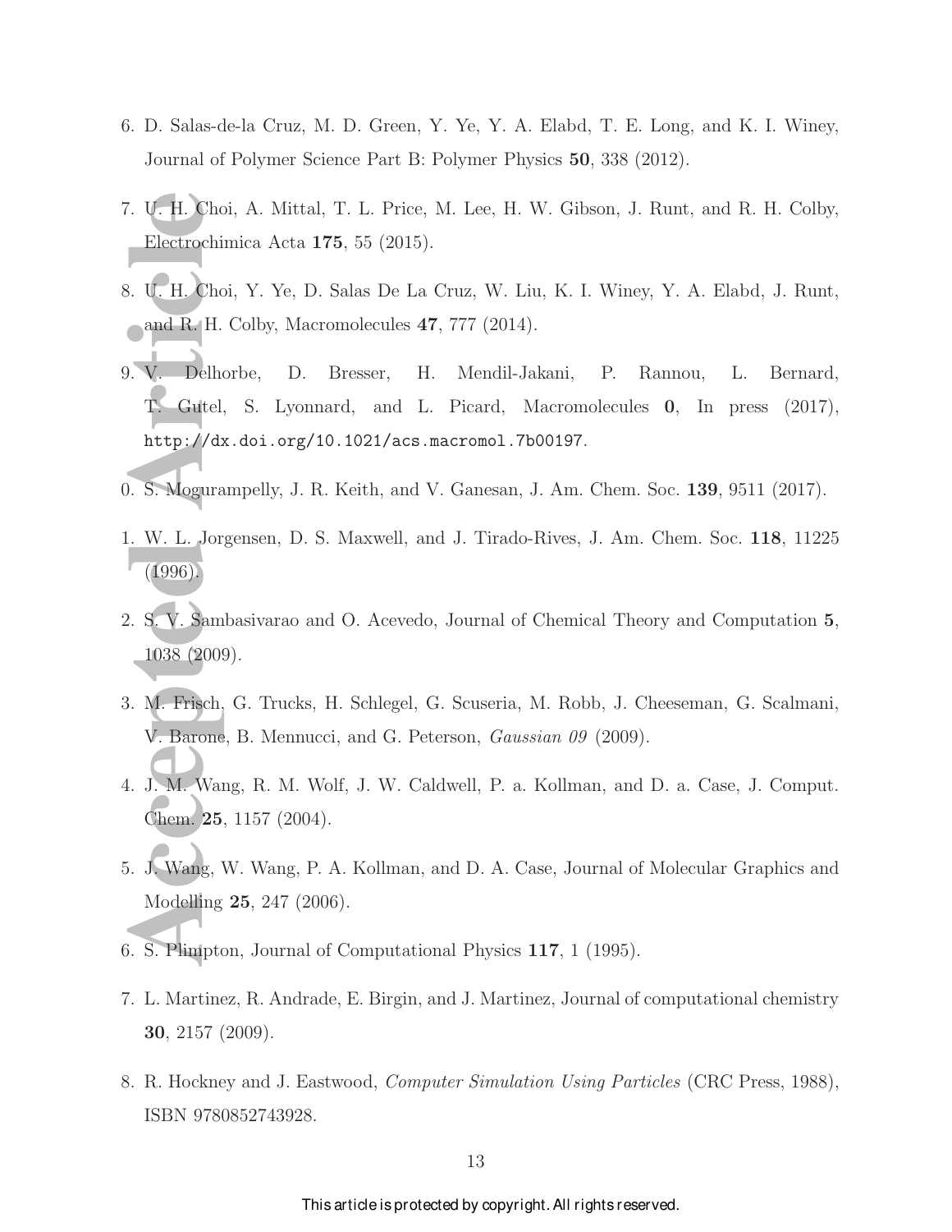6. D. Salas-de-la Cruz, M. D. Green, Y. Ye, Y. A. Elabd, T. E. Long, and K. I. Winey, Journal of Polymer Science Part B: Polymer Physics **50**, 338 (2012).

7. U. H. Choi, A. Mittal, T. L. Price, M. Lee, H. W. Gibson, J. Runt, and R. H. Colby, Electrochimica Acta **175**, 55 (2015).

8. U. H. Choi, Y. Ye, D. Salas De La Cruz, W. Liu, K. I. Winey, Y. A. Elabd, J. Runt, and R. H. Colby, Macromolecules **47**, 777 (2014).

9. V. Delhorbe, D. Bresser, H. Mendil-Jakani, P. Rannou, L. Bernard, T. Gutel, S. Lyonnard, and L. Picard, Macromolecules **0**, In press (2017), http://dx.doi.org/10.1021/acs.macromol.7b00197.

0. S. Mogurampelly, J. R. Keith, and V. Ganesan, J. Am. Chem. Soc. **139**, 9511 (2017).

1. W. L. Jorgensen, D. S. Maxwell, and J. Tirado-Rives, J. Am. Chem. Soc. **118**, 11225 (1996).

2. S. V. Sambasivarao and O. Acevedo, Journal of Chemical Theory and Computation **5**, 1038 (2009).

3. M. Frisch, G. Trucks, H. Schlegel, G. Scuseria, M. Robb, J. Cheeseman, G. Scalmani, V. Barone, B. Mennucci, and G. Peterson, *Gaussian 09* (2009).

4. J. M. Wang, R. M. Wolf, J. W. Caldwell, P. a. Kollman, and D. a. Case, J. Comput. Chem. **25**, 1157 (2004).

5. J. Wang, W. Wang, P. A. Kollman, and D. A. Case, Journal of Molecular Graphics and Modelling **25**, 247 (2006).

6. S. Plimpton, Journal of Computational Physics **117**, 1 (1995).

7. L. Martinez, R. Andrade, E. Birgin, and J. Martinez, Journal of computational chemistry **30**, 2157 (2009).

8. R. Hockney and J. Eastwood, *Computer Simulation Using Particles* (CRC Press, 1988), ISBN 9780852743928.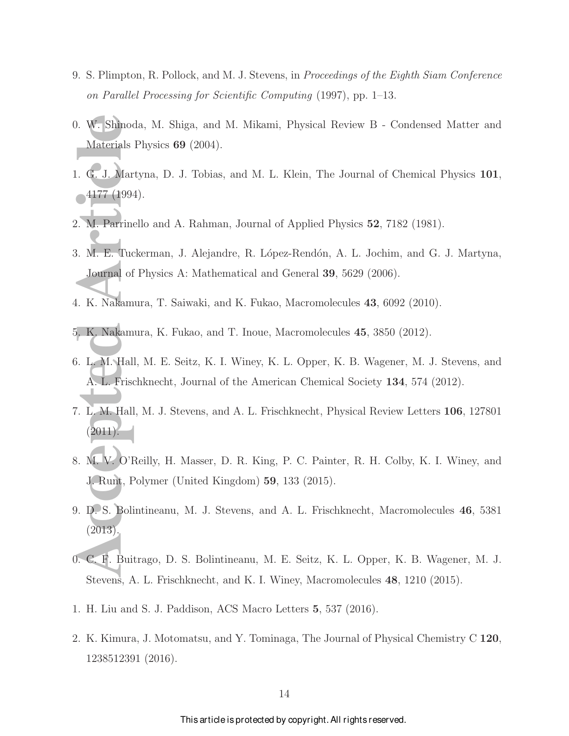9. S. Plimpton, R. Pollock, and M. J. Stevens, in *Proceedings of the Eighth Siam Conference on Parallel Processing for Scientific Computing* (1997), pp. 1–13.

0. W. Shinoda, M. Shiga, and M. Mikami, Physical Review B - Condensed Matter and Materials Physics **69** (2004).

1. G. J. Martyna, D. J. Tobias, and M. L. Klein, The Journal of Chemical Physics **101**, 4177 (1994).

2. M. Parrinello and A. Rahman, Journal of Applied Physics **52**, 7182 (1981).

3. M. E. Tuckerman, J. Alejandre, R. López-Rendón, A. L. Jochim, and G. J. Martyna, Journal of Physics A: Mathematical and General **39**, 5629 (2006).

4. K. Nakamura, T. Saiwaki, and K. Fukao, Macromolecules **43**, 6092 (2010).

5. K. Nakamura, K. Fukao, and T. Inoue, Macromolecules **45**, 3850 (2012).

6. L. M. Hall, M. E. Seitz, K. I. Winey, K. L. Opper, K. B. Wagener, M. J. Stevens, and A. L. Frischknecht, Journal of the American Chemical Society **134**, 574 (2012).

7. L. M. Hall, M. J. Stevens, and A. L. Frischknecht, Physical Review Letters **106**, 127801 (2011).

8. M. V. O'Reilly, H. Masser, D. R. King, P. C. Painter, R. H. Colby, K. I. Winey, and J. Runt, Polymer (United Kingdom) **59**, 133 (2015).

9. D. S. Bolintineanu, M. J. Stevens, and A. L. Frischknecht, Macromolecules **46**, 5381 (2013).

0. C. F. Buitrago, D. S. Bolintineanu, M. E. Seitz, K. L. Opper, K. B. Wagener, M. J. Stevens, A. L. Frischknecht, and K. I. Winey, Macromolecules **48**, 1210 (2015).

1. H. Liu and S. J. Paddison, ACS Macro Letters **5**, 537 (2016).

2. K. Kimura, J. Motomatsu, and Y. Tominaga, The Journal of Physical Chemistry C **120**, 1238512391 (2016).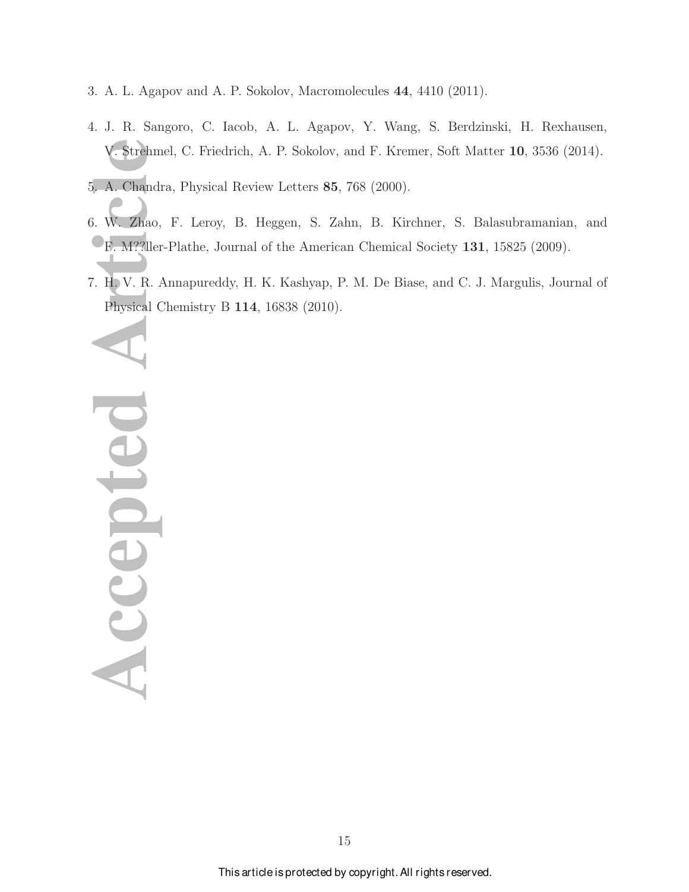3. A. L. Agapov and A. P. Sokolov, Macromolecules **44**, 4410 (2011).

4. J. R. Sangoro, C. Iacob, A. L. Agapov, Y. Wang, S. Berdzinski, H. Rexhausen, V. Strehmel, C. Friedrich, A. P. Sokolov, and F. Kremer, Soft Matter **10**, 3536 (2014).

5. A. Chandra, Physical Review Letters **85**, 768 (2000).

6. W. Zhao, F. Leroy, B. Heggen, S. Zahn, B. Kirchner, S. Balasubramanian, and F. M??ller-Plathe, Journal of the American Chemical Society **131**, 15825 (2009).

7. H. V. R. Annapureddy, H. K. Kashyap, P. M. De Biase, and C. J. Margulis, Journal of Physical Chemistry B **114**, 16838 (2010).